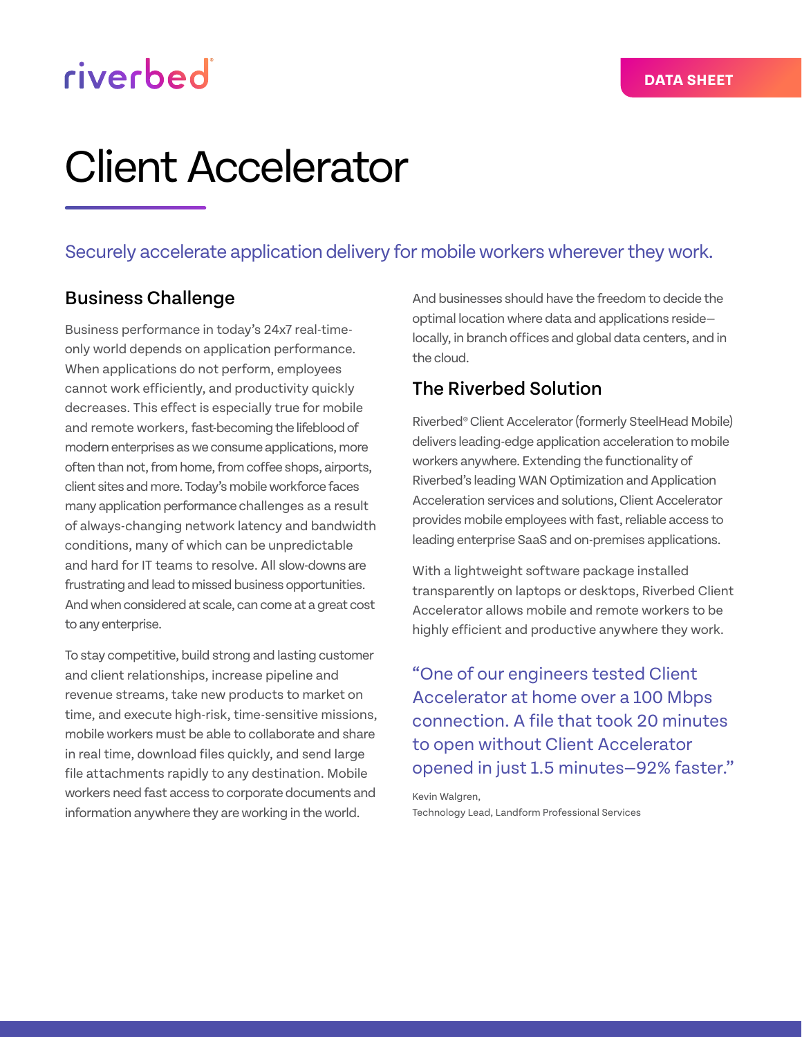riverbed

DATA SHEET

# Client Accelerator

Securely accelerate application delivery for mobile workers wherever they work.

## Business Challenge

Business performance in today's 24x7 real-time-only world depends on application performance. When applications do not perform, employees cannot work efficiently, and productivity quickly decreases. This effect is especially true for mobile and remote workers, fast-becoming the lifeblood of modern enterprises as we consume applications, more often than not, from home, from coffee shops, airports, client sites and more. Today's mobile workforce faces many application performance challenges as a result of always-changing network latency and bandwidth conditions, many of which can be unpredictable and hard for IT teams to resolve. All slow-downs are frustrating and lead to missed business opportunities. And when considered at scale, can come at a great cost to any enterprise.

To stay competitive, build strong and lasting customer and client relationships, increase pipeline and revenue streams, take new products to market on time, and execute high-risk, time-sensitive missions, mobile workers must be able to collaborate and share in real time, download files quickly, and send large file attachments rapidly to any destination. Mobile workers need fast access to corporate documents and information anywhere they are working in the world. And businesses should have the freedom to decide the optimal location where data and applications reside—locally, in branch offices and global data centers, and in the cloud.

## The Riverbed Solution

Riverbed® Client Accelerator (formerly SteelHead Mobile) delivers leading-edge application acceleration to mobile workers anywhere. Extending the functionality of Riverbed's leading WAN Optimization and Application Acceleration services and solutions, Client Accelerator provides mobile employees with fast, reliable access to leading enterprise SaaS and on-premises applications.

With a lightweight software package installed transparently on laptops or desktops, Riverbed Client Accelerator allows mobile and remote workers to be highly efficient and productive anywhere they work.

> "One of our engineers tested Client Accelerator at home over a 100 Mbps connection. A file that took 20 minutes to open without Client Accelerator opened in just 1.5 minutes—92% faster."
>
> Kevin Walgren,
> Technology Lead, Landform Professional Services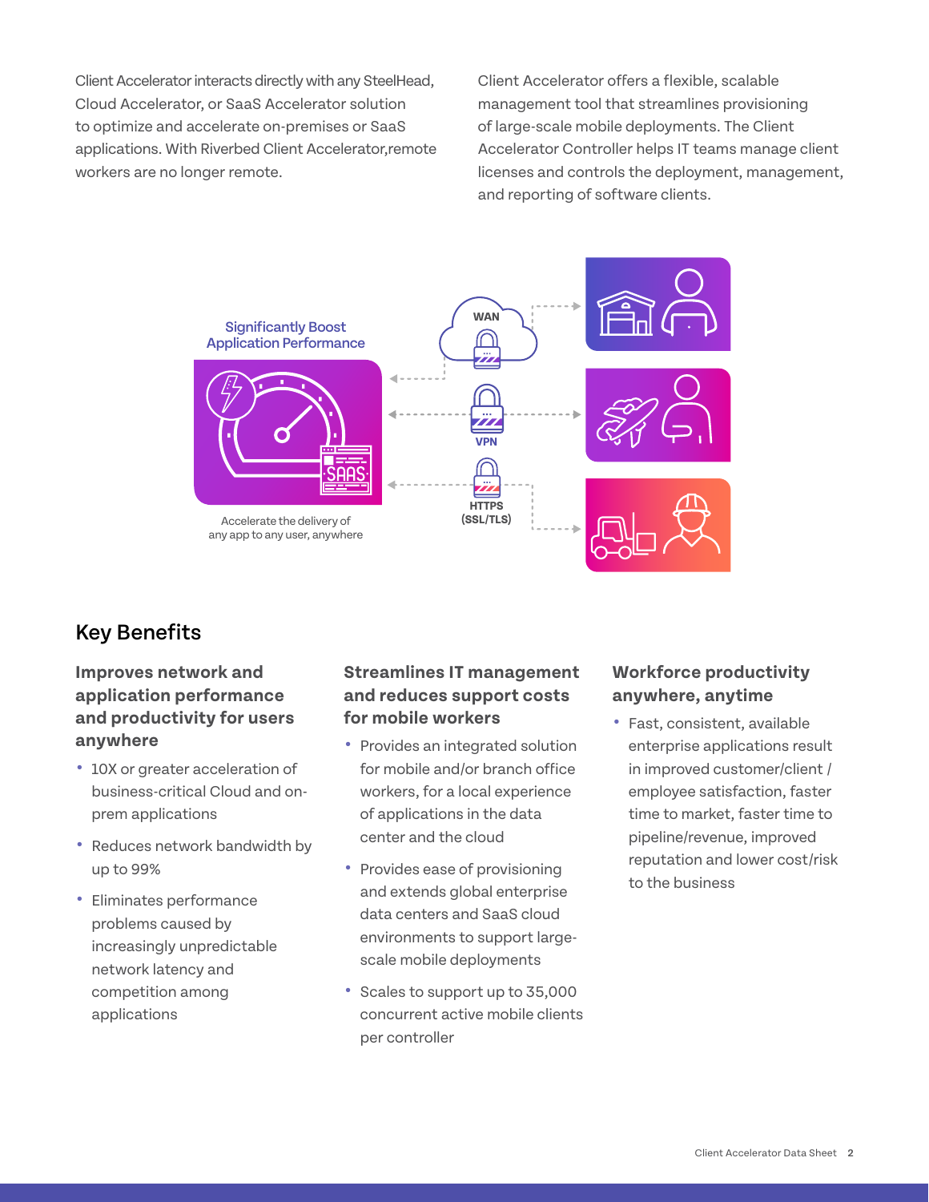Client Accelerator interacts directly with any SteelHead, Cloud Accelerator, or SaaS Accelerator solution to optimize and accelerate on-premises or SaaS applications. With Riverbed Client Accelerator,remote workers are no longer remote.

Client Accelerator offers a flexible, scalable management tool that streamlines provisioning of large-scale mobile deployments. The Client Accelerator Controller helps IT teams manage client licenses and controls the deployment, management, and reporting of software clients.

Significantly Boost Application Performance

WAN

VPN

HTTPS (SSL/TLS)

Accelerate the delivery of any app to any user, anywhere

## Key Benefits

### Improves network and application performance and productivity for users anywhere

- 10X or greater acceleration of business-critical Cloud and on-prem applications
- Reduces network bandwidth by up to 99%
- Eliminates performance problems caused by increasingly unpredictable network latency and competition among applications

### Streamlines IT management and reduces support costs for mobile workers

- Provides an integrated solution for mobile and/or branch office workers, for a local experience of applications in the data center and the cloud
- Provides ease of provisioning and extends global enterprise data centers and SaaS cloud environments to support large-scale mobile deployments
- Scales to support up to 35,000 concurrent active mobile clients per controller

### Workforce productivity anywhere, anytime

- Fast, consistent, available enterprise applications result in improved customer/client / employee satisfaction, faster time to market, faster time to pipeline/revenue, improved reputation and lower cost/risk to the business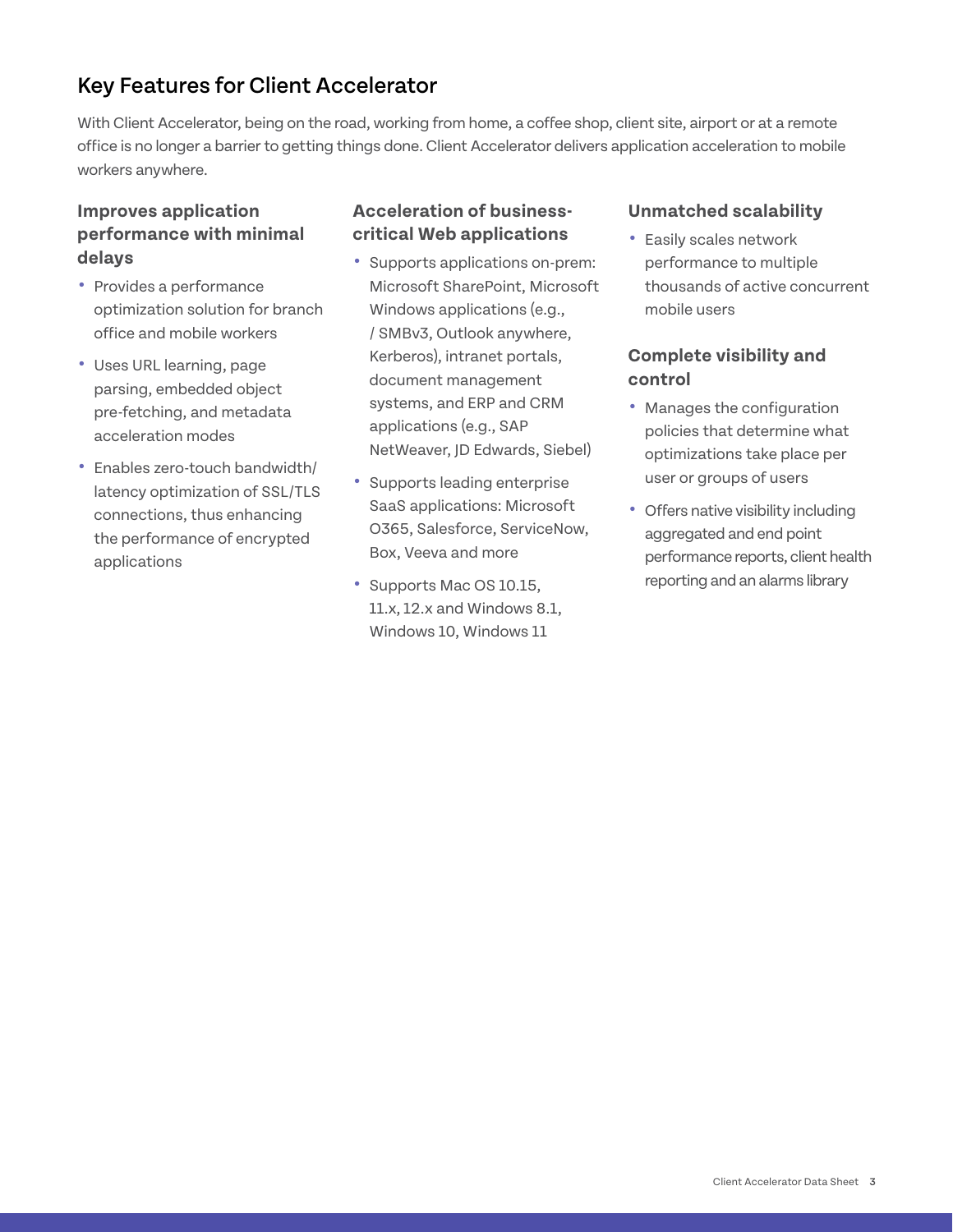## Key Features for Client Accelerator

With Client Accelerator, being on the road, working from home, a coffee shop, client site, airport or at a remote office is no longer a barrier to getting things done. Client Accelerator delivers application acceleration to mobile workers anywhere.

### Improves application performance with minimal delays

- Provides a performance optimization solution for branch office and mobile workers
- Uses URL learning, page parsing, embedded object pre-fetching, and metadata acceleration modes
- Enables zero-touch bandwidth/ latency optimization of SSL/TLS connections, thus enhancing the performance of encrypted applications

### Acceleration of business-critical Web applications

- Supports applications on-prem: Microsoft SharePoint, Microsoft Windows applications (e.g., / SMBv3, Outlook anywhere, Kerberos), intranet portals, document management systems, and ERP and CRM applications (e.g., SAP NetWeaver, JD Edwards, Siebel)
- Supports leading enterprise SaaS applications: Microsoft O365, Salesforce, ServiceNow, Box, Veeva and more
- Supports Mac OS 10.15, 11.x, 12.x and Windows 8.1, Windows 10, Windows 11

### Unmatched scalability

- Easily scales network performance to multiple thousands of active concurrent mobile users

### Complete visibility and control

- Manages the configuration policies that determine what optimizations take place per user or groups of users
- Offers native visibility including aggregated and end point performance reports, client health reporting and an alarms library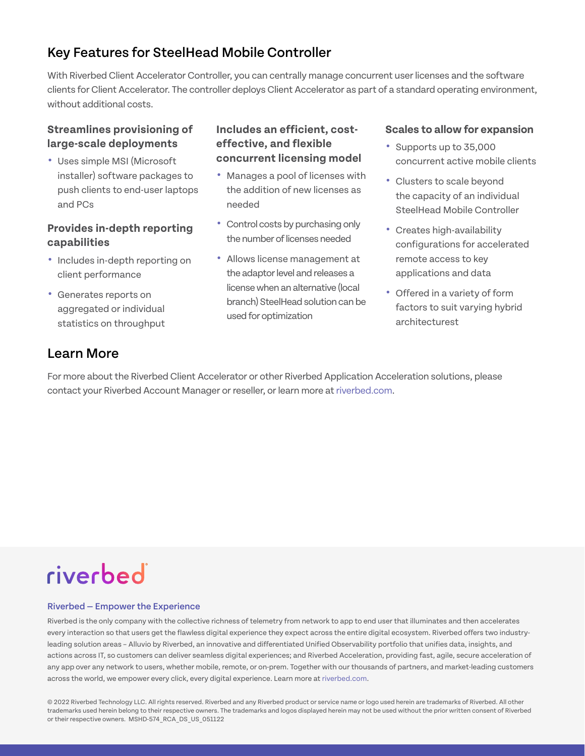## Key Features for SteelHead Mobile Controller

With Riverbed Client Accelerator Controller, you can centrally manage concurrent user licenses and the software clients for Client Accelerator. The controller deploys Client Accelerator as part of a standard operating environment, without additional costs.

### Streamlines provisioning of large-scale deployments

- Uses simple MSI (Microsoft installer) software packages to push clients to end-user laptops and PCs

### Provides in-depth reporting capabilities

- Includes in-depth reporting on client performance
- Generates reports on aggregated or individual statistics on throughput

### Includes an efficient, cost-effective, and flexible concurrent licensing model

- Manages a pool of licenses with the addition of new licenses as needed
- Control costs by purchasing only the number of licenses needed
- Allows license management at the adaptor level and releases a license when an alternative (local branch) SteelHead solution can be used for optimization

### Scales to allow for expansion

- Supports up to 35,000 concurrent active mobile clients
- Clusters to scale beyond the capacity of an individual SteelHead Mobile Controller
- Creates high-availability configurations for accelerated remote access to key applications and data
- Offered in a variety of form factors to suit varying hybrid architecturest

## Learn More

For more about the Riverbed Client Accelerator or other Riverbed Application Acceleration solutions, please contact your Riverbed Account Manager or reseller, or learn more at riverbed.com.

riverbed

**Riverbed – Empower the Experience**

Riverbed is the only company with the collective richness of telemetry from network to app to end user that illuminates and then accelerates every interaction so that users get the flawless digital experience they expect across the entire digital ecosystem. Riverbed offers two industry-leading solution areas – Alluvio by Riverbed, an innovative and differentiated Unified Observability portfolio that unifies data, insights, and actions across IT, so customers can deliver seamless digital experiences; and Riverbed Acceleration, providing fast, agile, secure acceleration of any app over any network to users, whether mobile, remote, or on-prem. Together with our thousands of partners, and market-leading customers across the world, we empower every click, every digital experience. Learn more at riverbed.com.

© 2022 Riverbed Technology LLC. All rights reserved. Riverbed and any Riverbed product or service name or logo used herein are trademarks of Riverbed. All other trademarks used herein belong to their respective owners. The trademarks and logos displayed herein may not be used without the prior written consent of Riverbed or their respective owners. MSHD-574_RCA_DS_US_051122